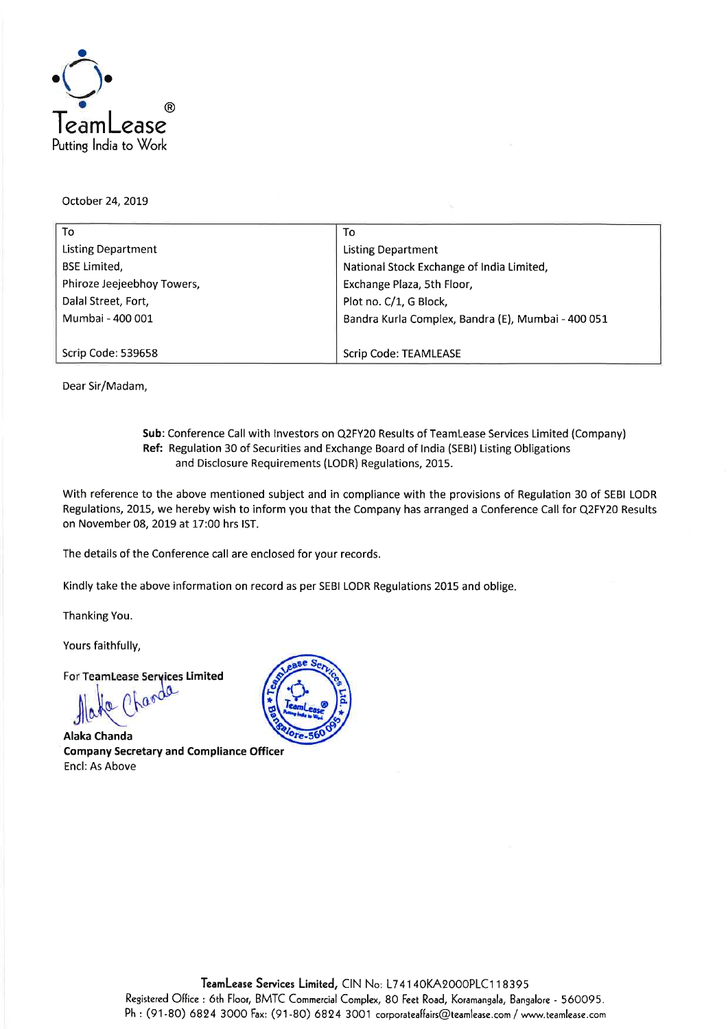TeamLease®
Putting India to Work

October 24, 2019

| To | To |
|---|---|
| Listing Department | Listing Department |
| BSE Limited, | National Stock Exchange of India Limited, |
| Phiroze Jeejeebhoy Towers, | Exchange Plaza, 5th Floor, |
| Dalal Street, Fort, | Plot no. C/1, G Block, |
| Mumbai - 400 001 | Bandra Kurla Complex, Bandra (E), Mumbai - 400 051 |
| Scrip Code: 539658 | Scrip Code: TEAMLEASE |

Dear Sir/Madam,

**Sub**: Conference Call with Investors on Q2FY20 Results of TeamLease Services Limited (Company)
**Ref:** Regulation 30 of Securities and Exchange Board of India (SEBI) Listing Obligations and Disclosure Requirements (LODR) Regulations, 2015.

With reference to the above mentioned subject and in compliance with the provisions of Regulation 30 of SEBI LODR Regulations, 2015, we hereby wish to inform you that the Company has arranged a Conference Call for Q2FY20 Results on November 08, 2019 at 17:00 hrs IST.

The details of the Conference call are enclosed for your records.

Kindly take the above information on record as per SEBI LODR Regulations 2015 and oblige.

Thanking You.

Yours faithfully,

**For TeamLease Services Limited**

**Alaka Chanda**
**Company Secretary and Compliance Officer**
Encl: As Above

**TeamLease Services Limited,** CIN No: L74140KA2000PLC118395
Registered Office : 6th Floor, BMTC Commercial Complex, 80 Feet Road, Koramangala, Bangalore - 560095.
Ph : (91-80) 6824 3000 Fax: (91-80) 6824 3001 corporateaffairs@teamlease.com / www.teamlease.com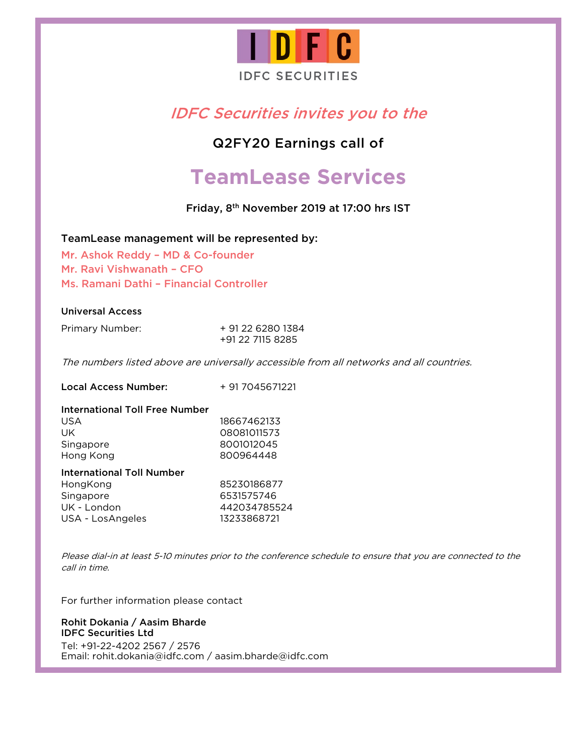IDFC SECURITIES

*IDFC Securities invites you to the*

Q2FY20 Earnings call of

# TeamLease Services

Friday, 8th November 2019 at 17:00 hrs IST

TeamLease management will be represented by:

Mr. Ashok Reddy – MD & Co-founder
Mr. Ravi Vishwanath – CFO
Ms. Ramani Dathi – Financial Controller

**Universal Access**

| | |
|---|---|
| Primary Number: | + 91 22 6280 1384<br>+91 22 7115 8285 |

*The numbers listed above are universally accessible from all networks and all countries.*

| | |
|---|---|
| **Local Access Number:** | + 91 7045671221 |

**International Toll Free Number**

| | |
|---|---|
| USA | 18667462133 |
| UK | 08081011573 |
| Singapore | 8001012045 |
| Hong Kong | 800964448 |

**International Toll Number**

| | |
|---|---|
| HongKong | 85230186877 |
| Singapore | 6531575746 |
| UK - London | 442034785524 |
| USA - LosAngeles | 13233868721 |

*Please dial-in at least 5-10 minutes prior to the conference schedule to ensure that you are connected to the call in time.*

For further information please contact

**Rohit Dokania / Aasim Bharde**
**IDFC Securities Ltd**
Tel: +91-22-4202 2567 / 2576
Email: rohit.dokania@idfc.com / aasim.bharde@idfc.com